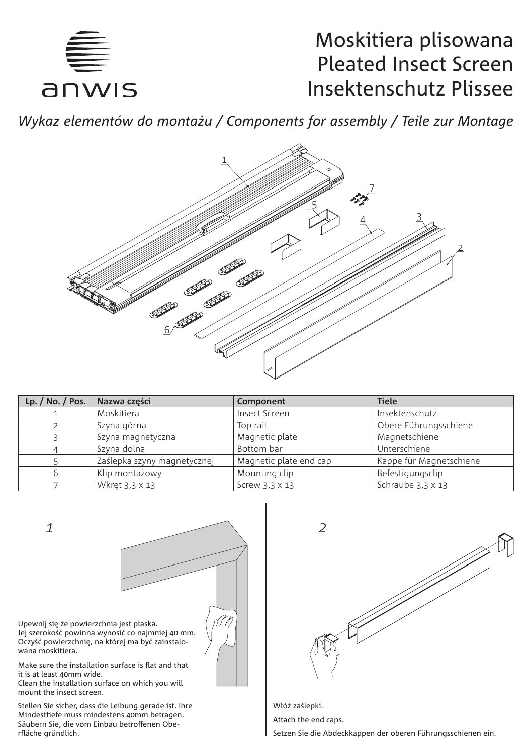# Moskitiera plisowana
# Pleated Insect Screen
# Insektenschutz Plissee

*Wykaz elementów do montażu / Components for assembly / Teile zur Montage*

| Lp. / No. / Pos. | Nazwa części | Component | Tiele |
|---|---|---|---|
| 1 | Moskitiera | Insect Screen | Insektenschutz |
| 2 | Szyna górna | Top rail | Obere Führungsschiene |
| 3 | Szyna magnetyczna | Magnetic plate | Magnetschiene |
| 4 | Szyna dolna | Bottom bar | Unterschiene |
| 5 | Zaślepka szyny magnetycznej | Magnetic plate end cap | Kappe für Magnetschiene |
| 6 | Klip montażowy | Mounting clip | Befestigungsclip |
| 7 | Wkręt 3,3 x 13 | Screw 3,3 x 13 | Schraube 3,3 x 13 |

*1*

Upewnij się że powierzchnia jest płaska.
Jej szerokość powinna wynosić co najmniej 40 mm.
Oczyść powierzchnię, na której ma być zainstalowana moskitiera.

Make sure the installation surface is flat and that it is at least 40mm wide.
Clean the installation surface on which you will mount the insect screen.

Stellen Sie sicher, dass die Leibung gerade ist. Ihre Mindesttiefe muss mindestens 40mm betragen.
Säubern Sie, die vom Einbau betroffenen Oberfläche gründlich.

*2*

Włóż zaślepki.

Attach the end caps.

Setzen Sie die Abdeckkappen der oberen Führungsschienen ein.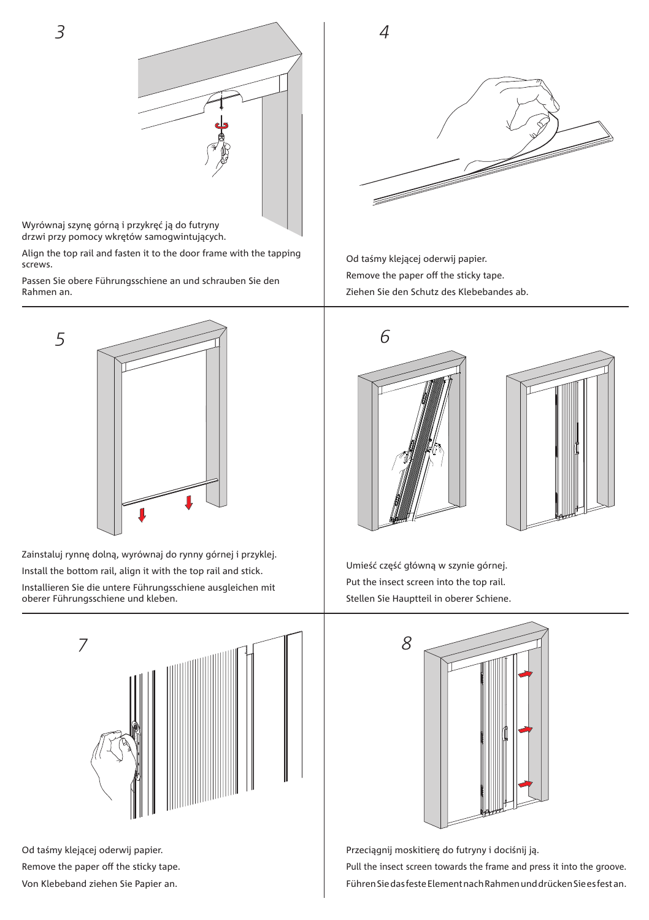## 3

Wyrównaj szynę górną i przykręć ją do futryny drzwi przy pomocy wkrętów samogwintujących.

Align the top rail and fasten it to the door frame with the tapping screws.

Passen Sie obere Führungsschiene an und schrauben Sie den Rahmen an.

## 4

Od taśmy klejącej oderwij papier.

Remove the paper off the sticky tape.

Ziehen Sie den Schutz des Klebebandes ab.

## 5

Zainstaluj rynnę dolną, wyrównaj do rynny górnej i przyklej.

Install the bottom rail, align it with the top rail and stick.

Installieren Sie die untere Führungsschiene ausgleichen mit oberer Führungsschiene und kleben.

## 6

Umieść część główną w szynie górnej.

Put the insect screen into the top rail.

Stellen Sie Hauptteil in oberer Schiene.

## 7

Od taśmy klejącej oderwij papier.

Remove the paper off the sticky tape.

Von Klebeband ziehen Sie Papier an.

## 8

Przeciągnij moskitierę do futryny i dociśnij ją.

Pull the insect screen towards the frame and press it into the groove.

Führen Sie das feste Element nach Rahmen und drücken Sie es fest an.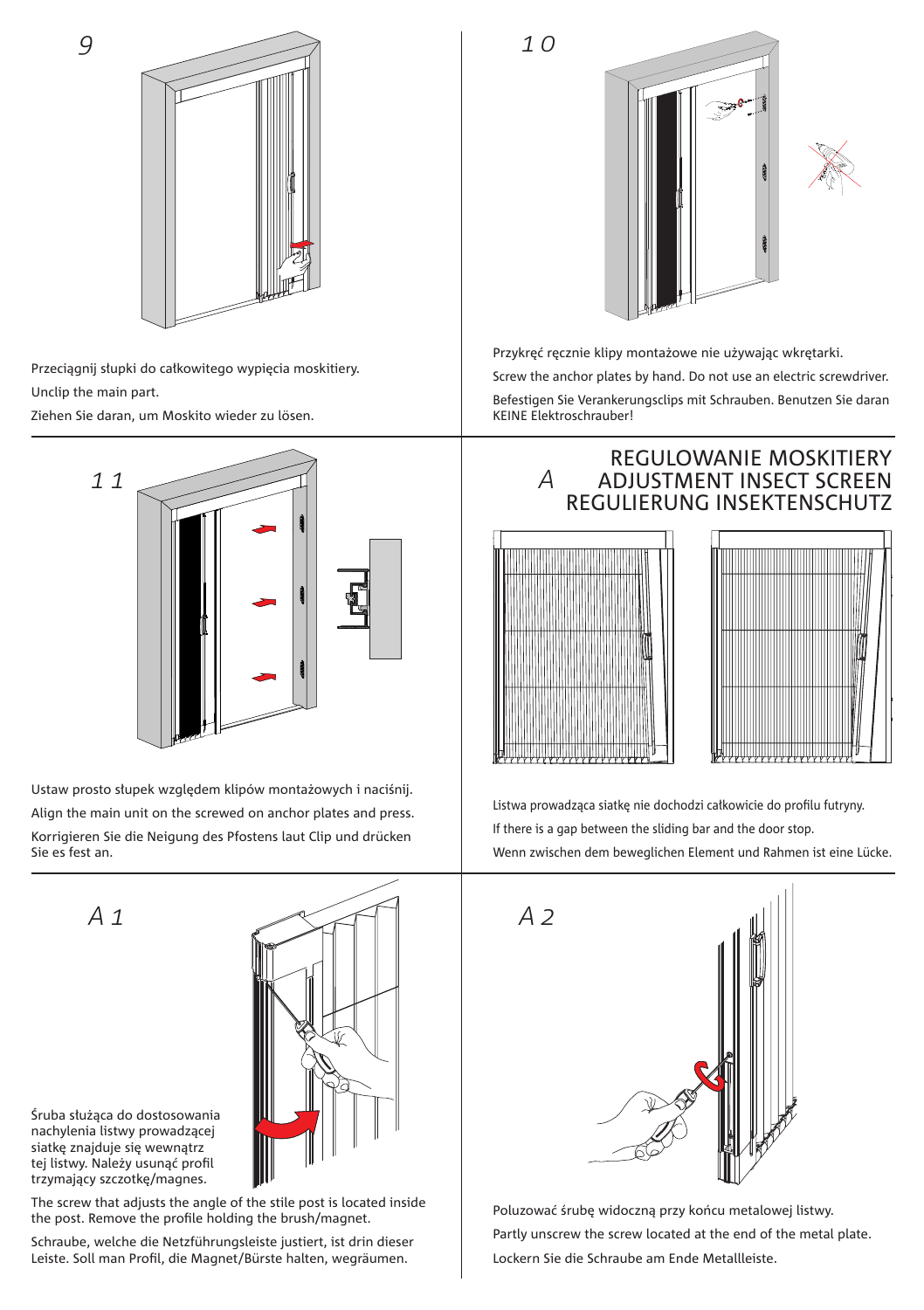## 9

Przeciągnij słupki do całkowitego wypięcia moskitiery.

Unclip the main part.

Ziehen Sie daran, um Moskito wieder zu lösen.

## 10

Przykręć ręcznie klipy montażowe nie używając wkrętarki.

Screw the anchor plates by hand. Do not use an electric screwdriver.

Befestigen Sie Verankerungsclips mit Schrauben. Benutzen Sie daran KEINE Elektroschrauber!

## 11

Ustaw prosto słupek względem klipów montażowych i naciśnij.

Align the main unit on the screwed on anchor plates and press.

Korrigieren Sie die Neigung des Pfostens laut Clip und drücken Sie es fest an.

## A REGULOWANIE MOSKITIERY / ADJUSTMENT INSECT SCREEN / REGULIERUNG INSEKTENSCHUTZ

Listwa prowadząca siatkę nie dochodzi całkowicie do profilu futryny.

If there is a gap between the sliding bar and the door stop.

Wenn zwischen dem beweglichen Element und Rahmen ist eine Lücke.

## A1

Śruba służąca do dostosowania nachylenia listwy prowadzącej siatkę znajduje się wewnątrz tej listwy. Należy usunąć profil trzymający szczotkę/magnes.

The screw that adjusts the angle of the stile post is located inside the post. Remove the profile holding the brush/magnet.

Schraube, welche die Netzführungsleiste justiert, ist drin dieser Leiste. Soll man Profil, die Magnet/Bürste halten, wegräumen.

## A2

Poluzować śrubę widoczną przy końcu metalowej listwy.

Partly unscrew the screw located at the end of the metal plate.

Lockern Sie die Schraube am Ende Metallleiste.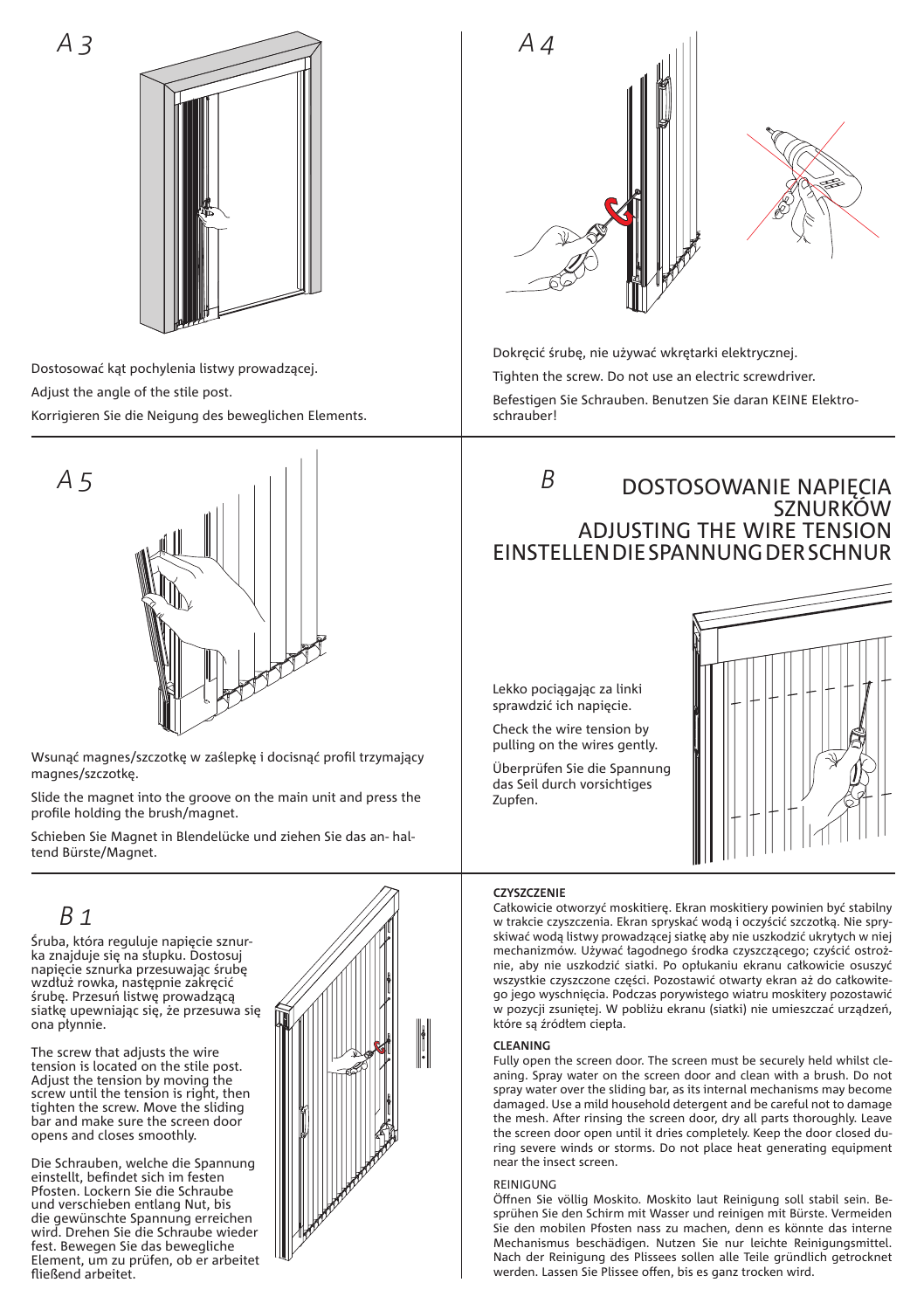## A 3

Dostosować kąt pochylenia listwy prowadzącej.

Adjust the angle of the stile post.

Korrigieren Sie die Neigung des beweglichen Elements.

## A 4

Dokręcić śrubę, nie używać wkrętarki elektrycznej.

Tighten the screw. Do not use an electric screwdriver.

Befestigen Sie Schrauben. Benutzen Sie daran KEINE Elektro-schrauber!

## A 5

Wsunąć magnes/szczotkę w zaślepkę i docisnąć profil trzymający magnes/szczotkę.

Slide the magnet into the groove on the main unit and press the profile holding the brush/magnet.

Schieben Sie Magnet in Blendelücke und ziehen Sie das an- haltend Bürste/Magnet.

## B

# DOSTOSOWANIE NAPIĘCIA SZNURKÓW
# ADJUSTING THE WIRE TENSION
# EINSTELLEN DIE SPANNUNG DER SCHNUR

Lekko pociągając za linki sprawdzić ich napięcie.

Check the wire tension by pulling on the wires gently.

Überprüfen Sie die Spannung das Seil durch vorsichtiges Zupfen.

## B 1

Śruba, która reguluje napięcie sznurka znajduje się na słupku. Dostosuj napięcie sznurka przesuwając śrubę wzdłuż rowka, następnie zakręcić śrubę. Przesuń listwę prowadzącą siatkę upewniając się, że przesuwa się ona płynnie.

The screw that adjusts the wire tension is located on the stile post. Adjust the tension by moving the screw until the tension is right, then tighten the screw. Move the sliding bar and make sure the screen door opens and closes smoothly.

Die Schrauben, welche die Spannung einstellt, befindet sich im festen Pfosten. Lockern Sie die Schraube und verschieben entlang Nut, bis die gewünschte Spannung erreichen wird. Drehen Sie die Schraube wieder fest. Bewegen Sie das bewegliche Element, um zu prüfen, ob er arbeitet fließend arbeitet.

**CZYSZCZENIE**

Całkowicie otworzyć moskitierę. Ekran moskitiery powinien być stabilny w trakcie czyszczenia. Ekran spryskać wodą i oczyścić szczotką. Nie spryskiwać wodą listwy prowadzącej siatkę aby nie uszkodzić ukrytych w niej mechanizmów. Używać łagodnego środka czyszczącego; czyścić ostrożnie, aby nie uszkodzić siatki. Po opłukaniu ekranu całkowicie osuszyć wszystkie czyszczone części. Pozostawić otwarty ekran aż do całkowitego jego wyschnięcia. Podczas porywistego wiatru moskitiery pozostawić w pozycji zsuniętej. W pobliżu ekranu (siatki) nie umieszczać urządzeń, które są źródłem ciepła.

**CLEANING**

Fully open the screen door. The screen must be securely held whilst cleaning. Spray water on the screen door and clean with a brush. Do not spray water over the sliding bar, as its internal mechanisms may become damaged. Use a mild household detergent and be careful not to damage the mesh. After rinsing the screen door, dry all parts thoroughly. Leave the screen door open until it dries completely. Keep the door closed during severe winds or storms. Do not place heat generating equipment near the insect screen.

REINIGUNG

Öffnen Sie völlig Moskito. Moskito laut Reinigung soll stabil sein. Besprühen Sie den Schirm mit Wasser und reinigen mit Bürste. Vermeiden Sie den mobilen Pfosten nass zu machen, denn es könnte das interne Mechanismus beschädigen. Nutzen Sie nur leichte Reinigungsmittel. Nach der Reinigung des Plissees sollen alle Teile gründlich getrocknet werden. Lassen Sie Plissee offen, bis es ganz trocken wird.